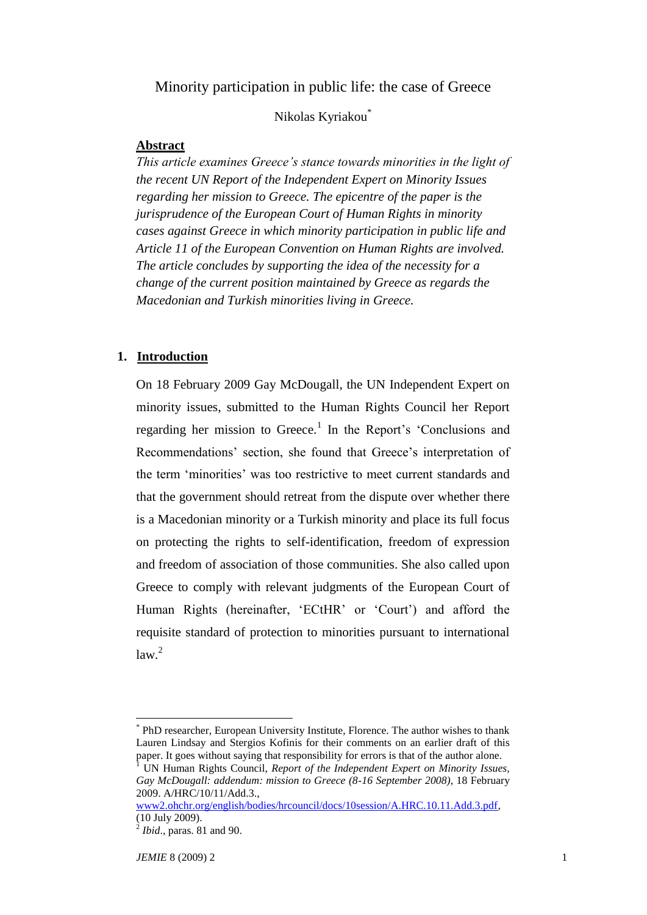# Minority participation in public life: the case of Greece

Nikolas Kyriakou[*]

## Abstract

*This article examines Greece's stance towards minorities in the light of the recent UN Report of the Independent Expert on Minority Issues regarding her mission to Greece. The epicentre of the paper is the jurisprudence of the European Court of Human Rights in minority cases against Greece in which minority participation in public life and Article 11 of the European Convention on Human Rights are involved. The article concludes by supporting the idea of the necessity for a change of the current position maintained by Greece as regards the Macedonian and Turkish minorities living in Greece.*

## 1. Introduction

On 18 February 2009 Gay McDougall, the UN Independent Expert on minority issues, submitted to the Human Rights Council her Report regarding her mission to Greece.[1] In the Report's 'Conclusions and Recommendations' section, she found that Greece's interpretation of the term 'minorities' was too restrictive to meet current standards and that the government should retreat from the dispute over whether there is a Macedonian minority or a Turkish minority and place its full focus on protecting the rights to self-identification, freedom of expression and freedom of association of those communities. She also called upon Greece to comply with relevant judgments of the European Court of Human Rights (hereinafter, 'ECtHR' or 'Court') and afford the requisite standard of protection to minorities pursuant to international law.[2]

---

[*] PhD researcher, European University Institute, Florence. The author wishes to thank Lauren Lindsay and Stergios Kofinis for their comments on an earlier draft of this paper. It goes without saying that responsibility for errors is that of the author alone.

[1] UN Human Rights Council, *Report of the Independent Expert on Minority Issues, Gay McDougall: addendum: mission to Greece (8-16 September 2008)*, 18 February 2009. A/HRC/10/11/Add.3., www2.ohchr.org/english/bodies/hrcouncil/docs/10session/A.HRC.10.11.Add.3.pdf, (10 July 2009).

[2] *Ibid*., paras. 81 and 90.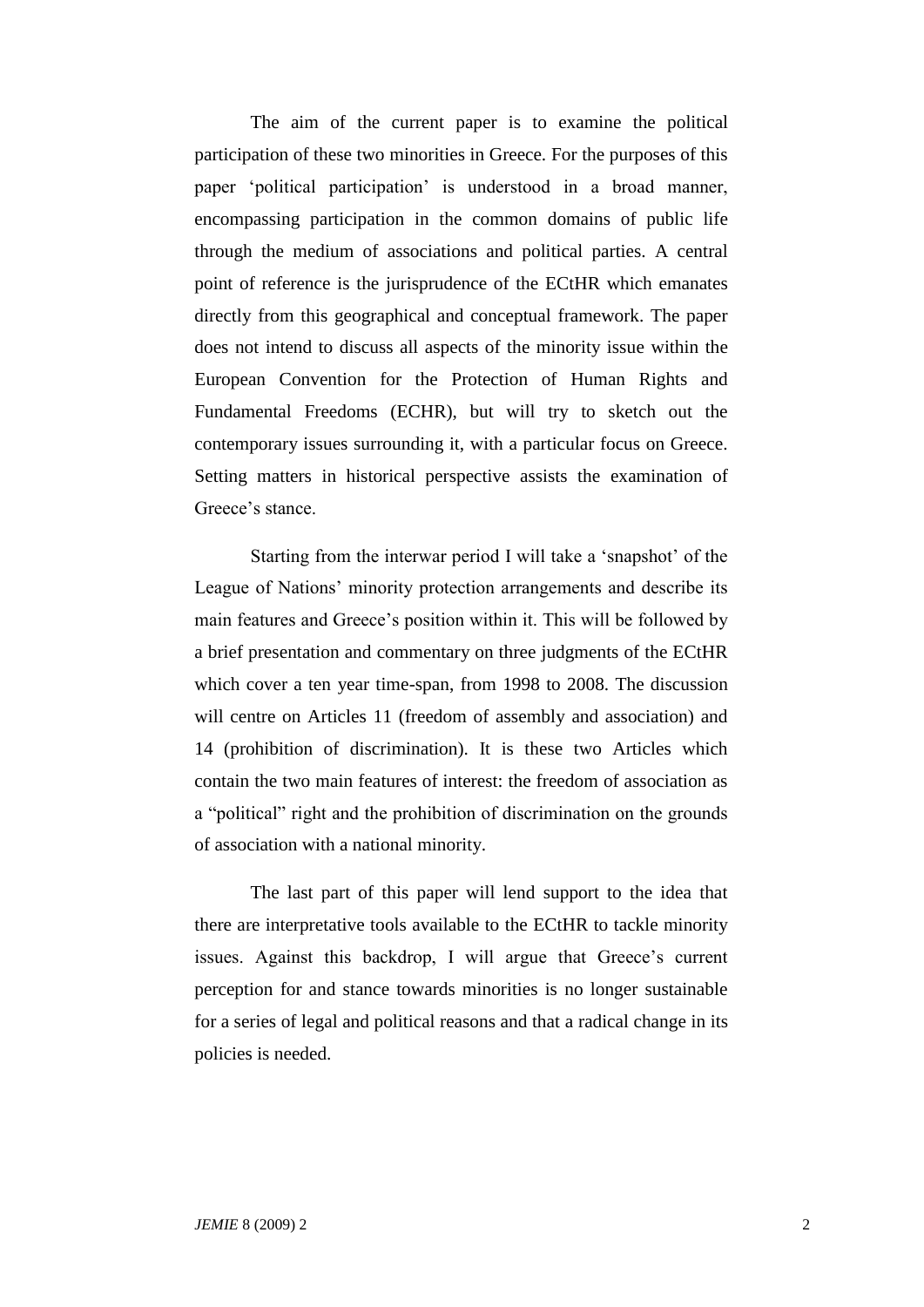The aim of the current paper is to examine the political participation of these two minorities in Greece. For the purposes of this paper 'political participation' is understood in a broad manner, encompassing participation in the common domains of public life through the medium of associations and political parties. A central point of reference is the jurisprudence of the ECtHR which emanates directly from this geographical and conceptual framework. The paper does not intend to discuss all aspects of the minority issue within the European Convention for the Protection of Human Rights and Fundamental Freedoms (ECHR), but will try to sketch out the contemporary issues surrounding it, with a particular focus on Greece. Setting matters in historical perspective assists the examination of Greece's stance.

Starting from the interwar period I will take a 'snapshot' of the League of Nations' minority protection arrangements and describe its main features and Greece's position within it. This will be followed by a brief presentation and commentary on three judgments of the ECtHR which cover a ten year time-span, from 1998 to 2008. The discussion will centre on Articles 11 (freedom of assembly and association) and 14 (prohibition of discrimination). It is these two Articles which contain the two main features of interest: the freedom of association as a "political" right and the prohibition of discrimination on the grounds of association with a national minority.

The last part of this paper will lend support to the idea that there are interpretative tools available to the ECtHR to tackle minority issues. Against this backdrop, I will argue that Greece's current perception for and stance towards minorities is no longer sustainable for a series of legal and political reasons and that a radical change in its policies is needed.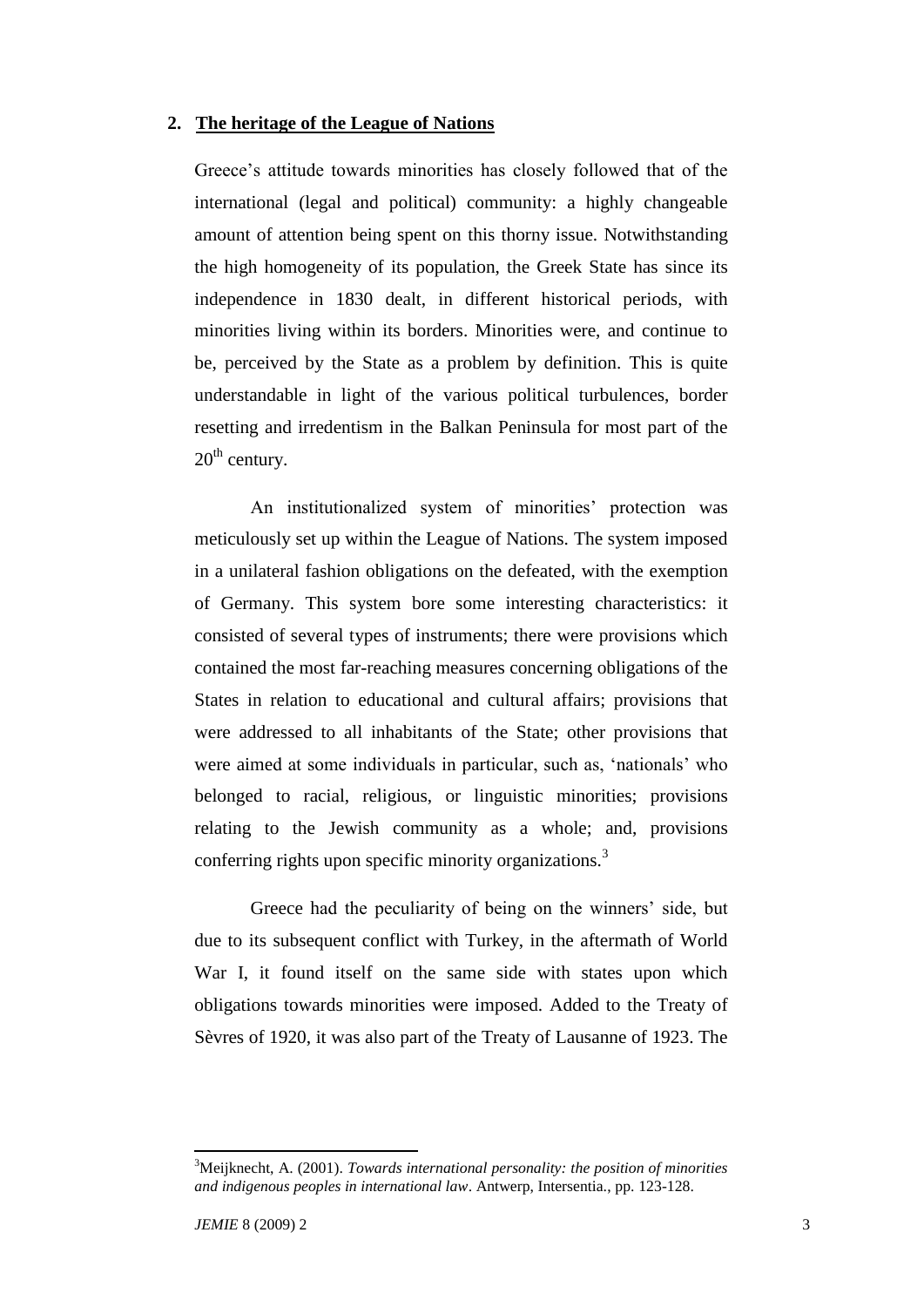## 2. The heritage of the League of Nations

Greece's attitude towards minorities has closely followed that of the international (legal and political) community: a highly changeable amount of attention being spent on this thorny issue. Notwithstanding the high homogeneity of its population, the Greek State has since its independence in 1830 dealt, in different historical periods, with minorities living within its borders. Minorities were, and continue to be, perceived by the State as a problem by definition. This is quite understandable in light of the various political turbulences, border resetting and irredentism in the Balkan Peninsula for most part of the 20th century.

An institutionalized system of minorities' protection was meticulously set up within the League of Nations. The system imposed in a unilateral fashion obligations on the defeated, with the exemption of Germany. This system bore some interesting characteristics: it consisted of several types of instruments; there were provisions which contained the most far-reaching measures concerning obligations of the States in relation to educational and cultural affairs; provisions that were addressed to all inhabitants of the State; other provisions that were aimed at some individuals in particular, such as, 'nationals' who belonged to racial, religious, or linguistic minorities; provisions relating to the Jewish community as a whole; and, provisions conferring rights upon specific minority organizations.[3]

Greece had the peculiarity of being on the winners' side, but due to its subsequent conflict with Turkey, in the aftermath of World War I, it found itself on the same side with states upon which obligations towards minorities were imposed. Added to the Treaty of Sèvres of 1920, it was also part of the Treaty of Lausanne of 1923. The

---

[3] Meijknecht, A. (2001). *Towards international personality: the position of minorities and indigenous peoples in international law*. Antwerp, Intersentia., pp. 123-128.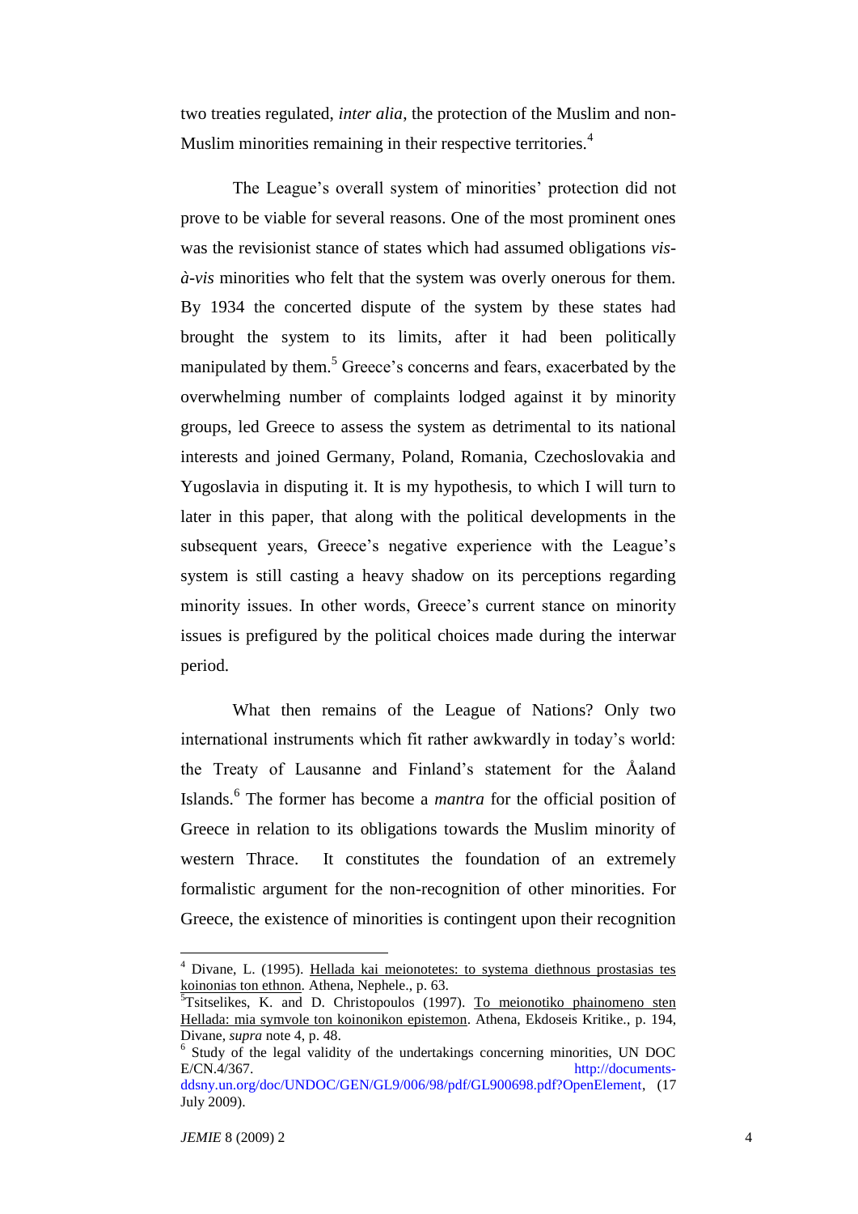two treaties regulated, *inter alia*, the protection of the Muslim and non-Muslim minorities remaining in their respective territories.[4]

The League's overall system of minorities' protection did not prove to be viable for several reasons. One of the most prominent ones was the revisionist stance of states which had assumed obligations *vis-à-vis* minorities who felt that the system was overly onerous for them. By 1934 the concerted dispute of the system by these states had brought the system to its limits, after it had been politically manipulated by them.[5] Greece's concerns and fears, exacerbated by the overwhelming number of complaints lodged against it by minority groups, led Greece to assess the system as detrimental to its national interests and joined Germany, Poland, Romania, Czechoslovakia and Yugoslavia in disputing it. It is my hypothesis, to which I will turn to later in this paper, that along with the political developments in the subsequent years, Greece's negative experience with the League's system is still casting a heavy shadow on its perceptions regarding minority issues. In other words, Greece's current stance on minority issues is prefigured by the political choices made during the interwar period.

What then remains of the League of Nations? Only two international instruments which fit rather awkwardly in today's world: the Treaty of Lausanne and Finland's statement for the Åaland Islands.[6] The former has become a *mantra* for the official position of Greece in relation to its obligations towards the Muslim minority of western Thrace. It constitutes the foundation of an extremely formalistic argument for the non-recognition of other minorities. For Greece, the existence of minorities is contingent upon their recognition

---

[4] Divane, L. (1995). Hellada kai meionotetes: to systema diethnous prostasias tes koinonias ton ethnon. Athena, Nephele., p. 63.

[5] Tsitselikes, K. and D. Christopoulos (1997). To meionotiko phainomeno sten Hellada: mia symvole ton koinonikon epistemon. Athena, Ekdoseis Kritike., p. 194, Divane, *supra* note 4, p. 48.

[6] Study of the legal validity of the undertakings concerning minorities, UN DOC E/CN.4/367. http://documents-ddsny.un.org/doc/UNDOC/GEN/GL9/006/98/pdf/GL900698.pdf?OpenElement, (17 July 2009).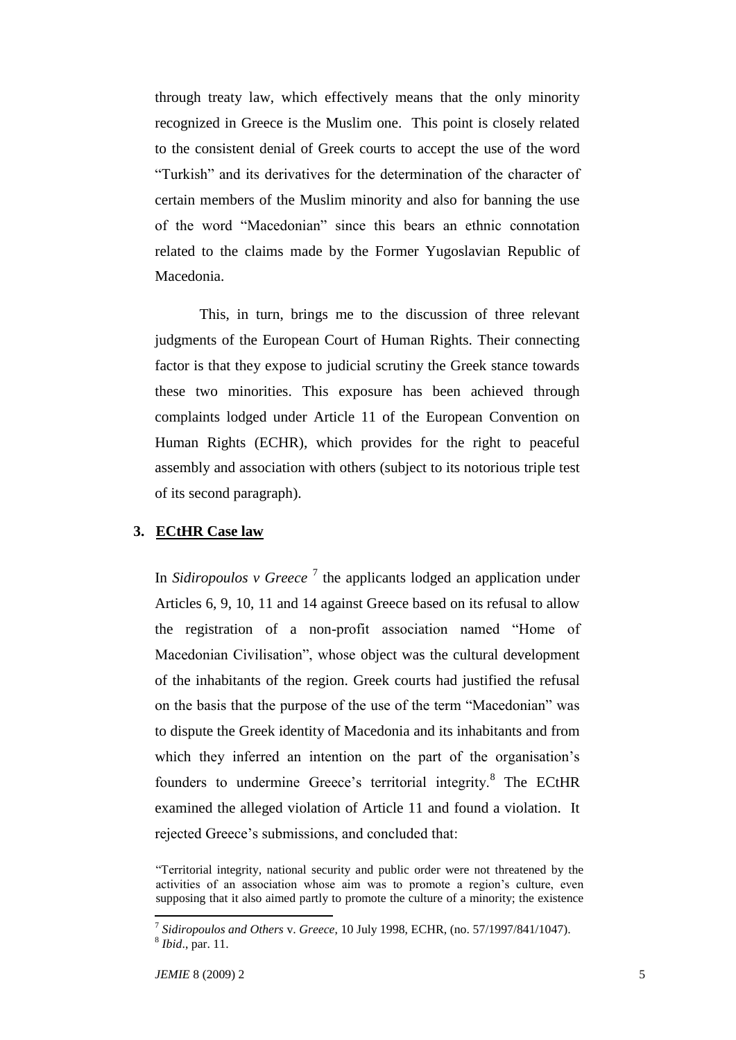through treaty law, which effectively means that the only minority recognized in Greece is the Muslim one. This point is closely related to the consistent denial of Greek courts to accept the use of the word "Turkish" and its derivatives for the determination of the character of certain members of the Muslim minority and also for banning the use of the word "Macedonian" since this bears an ethnic connotation related to the claims made by the Former Yugoslavian Republic of Macedonia.

This, in turn, brings me to the discussion of three relevant judgments of the European Court of Human Rights. Their connecting factor is that they expose to judicial scrutiny the Greek stance towards these two minorities. This exposure has been achieved through complaints lodged under Article 11 of the European Convention on Human Rights (ECHR), which provides for the right to peaceful assembly and association with others (subject to its notorious triple test of its second paragraph).

## 3. ECtHR Case law

In *Sidiropoulos v Greece* [7] the applicants lodged an application under Articles 6, 9, 10, 11 and 14 against Greece based on its refusal to allow the registration of a non-profit association named "Home of Macedonian Civilisation", whose object was the cultural development of the inhabitants of the region. Greek courts had justified the refusal on the basis that the purpose of the use of the term "Macedonian" was to dispute the Greek identity of Macedonia and its inhabitants and from which they inferred an intention on the part of the organisation's founders to undermine Greece's territorial integrity.[8] The ECtHR examined the alleged violation of Article 11 and found a violation. It rejected Greece's submissions, and concluded that:

> "Territorial integrity, national security and public order were not threatened by the activities of an association whose aim was to promote a region's culture, even supposing that it also aimed partly to promote the culture of a minority; the existence

---

[7] *Sidiropoulos and Others* v. *Greece*, 10 July 1998, ECHR, (no. 57/1997/841/1047).

[8] *Ibid*., par. 11.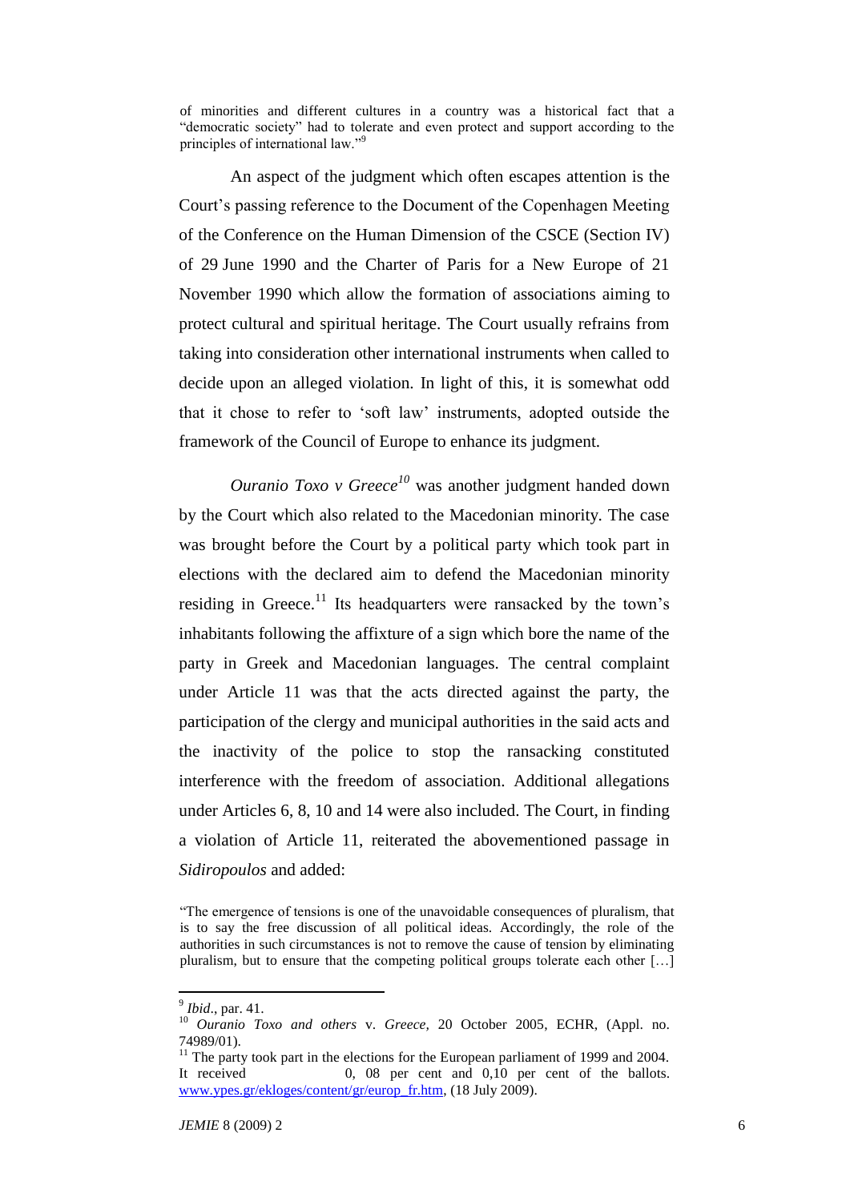of minorities and different cultures in a country was a historical fact that a "democratic society" had to tolerate and even protect and support according to the principles of international law."[9]

An aspect of the judgment which often escapes attention is the Court's passing reference to the Document of the Copenhagen Meeting of the Conference on the Human Dimension of the CSCE (Section IV) of 29 June 1990 and the Charter of Paris for a New Europe of 21 November 1990 which allow the formation of associations aiming to protect cultural and spiritual heritage. The Court usually refrains from taking into consideration other international instruments when called to decide upon an alleged violation. In light of this, it is somewhat odd that it chose to refer to 'soft law' instruments, adopted outside the framework of the Council of Europe to enhance its judgment.

*Ouranio Toxo v Greece*[10] was another judgment handed down by the Court which also related to the Macedonian minority. The case was brought before the Court by a political party which took part in elections with the declared aim to defend the Macedonian minority residing in Greece.[11] Its headquarters were ransacked by the town's inhabitants following the affixture of a sign which bore the name of the party in Greek and Macedonian languages. The central complaint under Article 11 was that the acts directed against the party, the participation of the clergy and municipal authorities in the said acts and the inactivity of the police to stop the ransacking constituted interference with the freedom of association. Additional allegations under Articles 6, 8, 10 and 14 were also included. The Court, in finding a violation of Article 11, reiterated the abovementioned passage in *Sidiropoulos* and added:

"The emergence of tensions is one of the unavoidable consequences of pluralism, that is to say the free discussion of all political ideas. Accordingly, the role of the authorities in such circumstances is not to remove the cause of tension by eliminating pluralism, but to ensure that the competing political groups tolerate each other […]

---

[9] *Ibid*., par. 41.

[10] *Ouranio Toxo and others* v. *Greece*, 20 October 2005, ECHR, (Appl. no. 74989/01).

[11] The party took part in the elections for the European parliament of 1999 and 2004. It received 0, 08 per cent and 0,10 per cent of the ballots. www.ypes.gr/ekloges/content/gr/europ_fr.htm, (18 July 2009).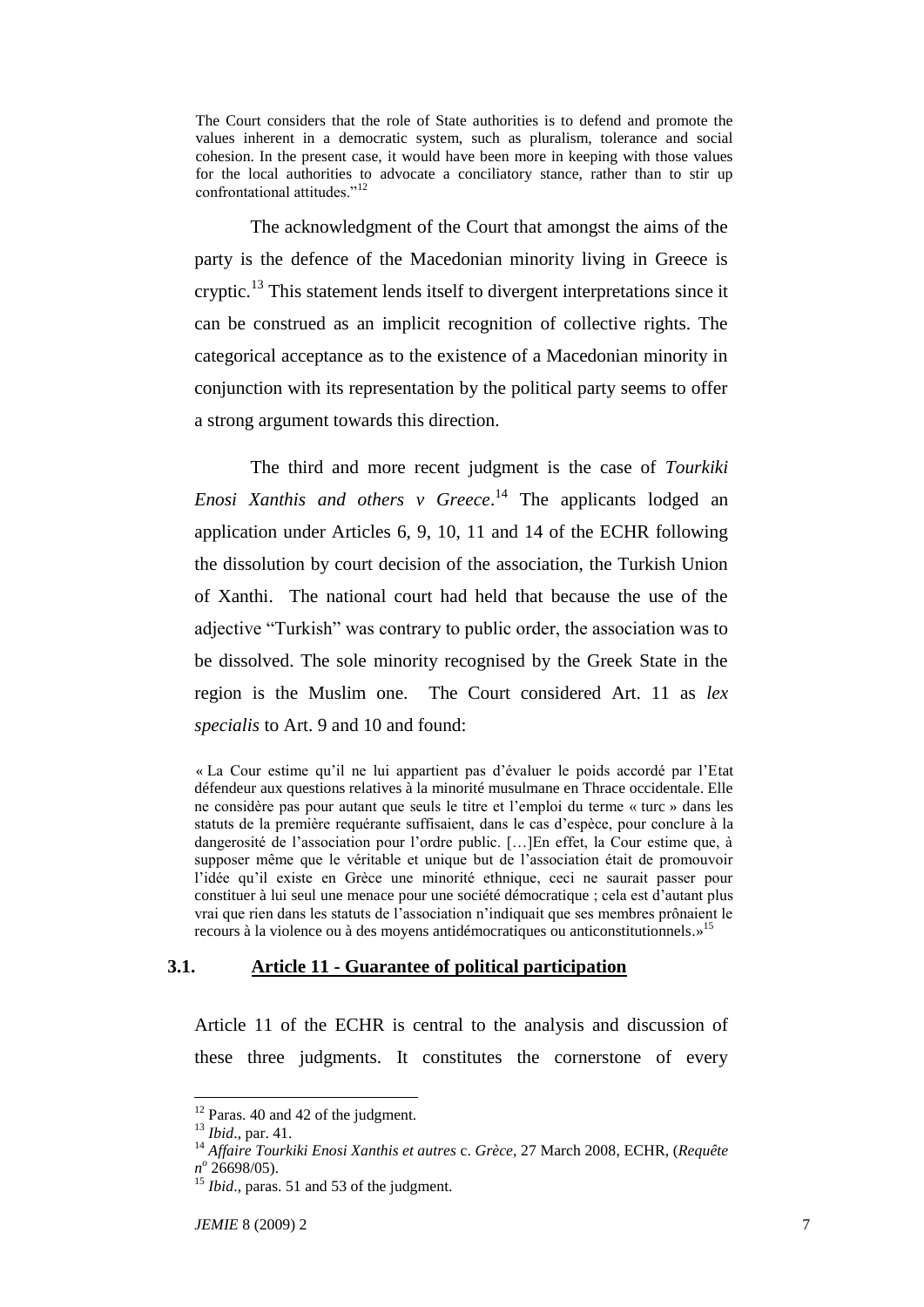> The Court considers that the role of State authorities is to defend and promote the values inherent in a democratic system, such as pluralism, tolerance and social cohesion. In the present case, it would have been more in keeping with those values for the local authorities to advocate a conciliatory stance, rather than to stir up confrontational attitudes."[12]

The acknowledgment of the Court that amongst the aims of the party is the defence of the Macedonian minority living in Greece is cryptic.[13] This statement lends itself to divergent interpretations since it can be construed as an implicit recognition of collective rights. The categorical acceptance as to the existence of a Macedonian minority in conjunction with its representation by the political party seems to offer a strong argument towards this direction.

The third and more recent judgment is the case of *Tourkiki Enosi Xanthis and others v Greece*.[14] The applicants lodged an application under Articles 6, 9, 10, 11 and 14 of the ECHR following the dissolution by court decision of the association, the Turkish Union of Xanthi. The national court had held that because the use of the adjective "Turkish" was contrary to public order, the association was to be dissolved. The sole minority recognised by the Greek State in the region is the Muslim one. The Court considered Art. 11 as *lex specialis* to Art. 9 and 10 and found:

> « La Cour estime qu'il ne lui appartient pas d'évaluer le poids accordé par l'Etat défendeur aux questions relatives à la minorité musulmane en Thrace occidentale. Elle ne considère pas pour autant que seuls le titre et l'emploi du terme « turc » dans les statuts de la première requérante suffisaient, dans le cas d'espèce, pour conclure à la dangerosité de l'association pour l'ordre public. […]En effet, la Cour estime que, à supposer même que le véritable et unique but de l'association était de promouvoir l'idée qu'il existe en Grèce une minorité ethnique, ceci ne saurait passer pour constituer à lui seul une menace pour une société démocratique ; cela est d'autant plus vrai que rien dans les statuts de l'association n'indiquait que ses membres prônaient le recours à la violence ou à des moyens antidémocratiques ou anticonstitutionnels.»[15]

### 3.1. Article 11 - Guarantee of political participation

Article 11 of the ECHR is central to the analysis and discussion of these three judgments. It constitutes the cornerstone of every

---

[12] Paras. 40 and 42 of the judgment.

[13] *Ibid*., par. 41.

[14] *Affaire Tourkiki Enosi Xanthis et autres* c. *Grèce*, 27 March 2008, ECHR, (*Requête n$^o$* 26698/05).

[15] *Ibid*., paras. 51 and 53 of the judgment.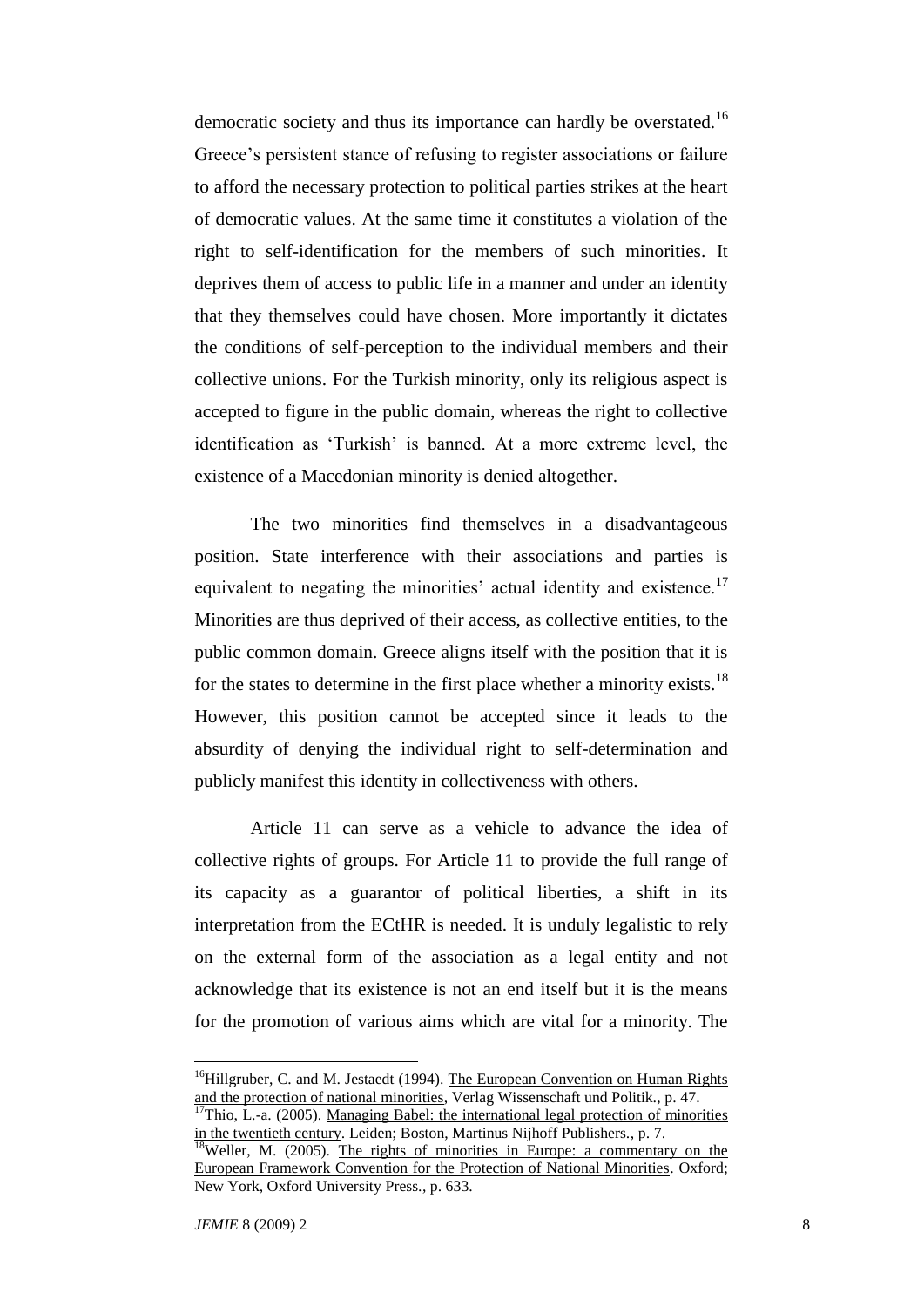democratic society and thus its importance can hardly be overstated.[16] Greece's persistent stance of refusing to register associations or failure to afford the necessary protection to political parties strikes at the heart of democratic values. At the same time it constitutes a violation of the right to self-identification for the members of such minorities. It deprives them of access to public life in a manner and under an identity that they themselves could have chosen. More importantly it dictates the conditions of self-perception to the individual members and their collective unions. For the Turkish minority, only its religious aspect is accepted to figure in the public domain, whereas the right to collective identification as 'Turkish' is banned. At a more extreme level, the existence of a Macedonian minority is denied altogether.

The two minorities find themselves in a disadvantageous position. State interference with their associations and parties is equivalent to negating the minorities' actual identity and existence.[17] Minorities are thus deprived of their access, as collective entities, to the public common domain. Greece aligns itself with the position that it is for the states to determine in the first place whether a minority exists.[18] However, this position cannot be accepted since it leads to the absurdity of denying the individual right to self-determination and publicly manifest this identity in collectiveness with others.

Article 11 can serve as a vehicle to advance the idea of collective rights of groups. For Article 11 to provide the full range of its capacity as a guarantor of political liberties, a shift in its interpretation from the ECtHR is needed. It is unduly legalistic to rely on the external form of the association as a legal entity and not acknowledge that its existence is not an end itself but it is the means for the promotion of various aims which are vital for a minority. The

---

[16] Hillgruber, C. and M. Jestaedt (1994). The European Convention on Human Rights and the protection of national minorities, Verlag Wissenschaft und Politik., p. 47.

[17] Thio, L.-a. (2005). Managing Babel: the international legal protection of minorities in the twentieth century. Leiden; Boston, Martinus Nijhoff Publishers., p. 7.

[18] Weller, M. (2005). The rights of minorities in Europe: a commentary on the European Framework Convention for the Protection of National Minorities. Oxford; New York, Oxford University Press., p. 633.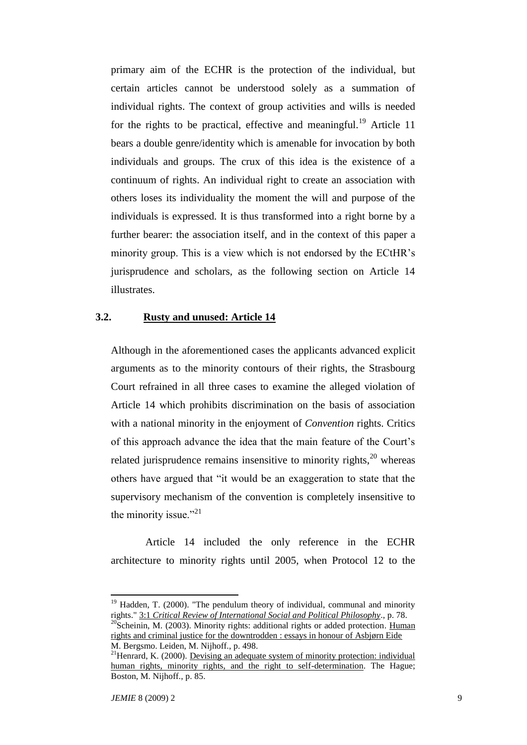primary aim of the ECHR is the protection of the individual, but certain articles cannot be understood solely as a summation of individual rights. The context of group activities and wills is needed for the rights to be practical, effective and meaningful.[19] Article 11 bears a double genre/identity which is amenable for invocation by both individuals and groups. The crux of this idea is the existence of a continuum of rights. An individual right to create an association with others loses its individuality the moment the will and purpose of the individuals is expressed. It is thus transformed into a right borne by a further bearer: the association itself, and in the context of this paper a minority group. This is a view which is not endorsed by the ECtHR's jurisprudence and scholars, as the following section on Article 14 illustrates.

### 3.2. Rusty and unused: Article 14

Although in the aforementioned cases the applicants advanced explicit arguments as to the minority contours of their rights, the Strasbourg Court refrained in all three cases to examine the alleged violation of Article 14 which prohibits discrimination on the basis of association with a national minority in the enjoyment of *Convention* rights. Critics of this approach advance the idea that the main feature of the Court's related jurisprudence remains insensitive to minority rights,[20] whereas others have argued that "it would be an exaggeration to state that the supervisory mechanism of the convention is completely insensitive to the minority issue."[21]

Article 14 included the only reference in the ECHR architecture to minority rights until 2005, when Protocol 12 to the

---

[19] Hadden, T. (2000). "The pendulum theory of individual, communal and minority rights." 3:1 *Critical Review of International Social and Political Philosophy*., p. 78.

[20] Scheinin, M. (2003). Minority rights: additional rights or added protection. Human rights and criminal justice for the downtrodden : essays in honour of Asbjørn Eide M. Bergsmo. Leiden, M. Nijhoff., p. 498.

[21] Henrard, K. (2000). Devising an adequate system of minority protection: individual human rights, minority rights, and the right to self-determination. The Hague; Boston, M. Nijhoff., p. 85.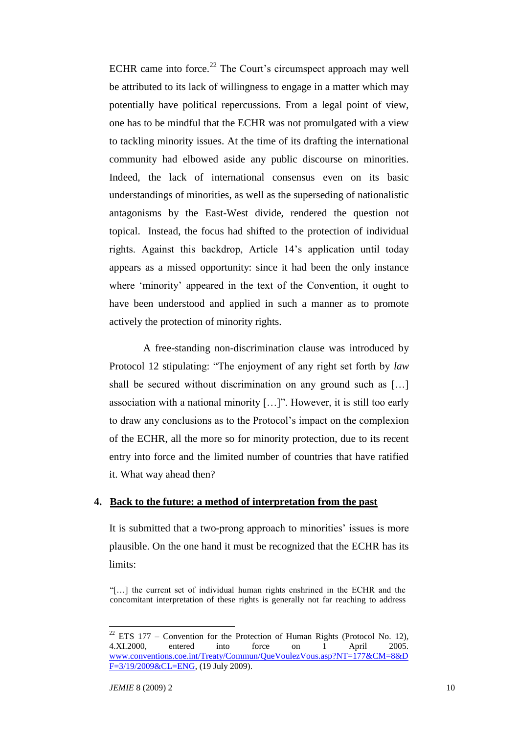ECHR came into force.[22] The Court's circumspect approach may well be attributed to its lack of willingness to engage in a matter which may potentially have political repercussions. From a legal point of view, one has to be mindful that the ECHR was not promulgated with a view to tackling minority issues. At the time of its drafting the international community had elbowed aside any public discourse on minorities. Indeed, the lack of international consensus even on its basic understandings of minorities, as well as the superseding of nationalistic antagonisms by the East-West divide, rendered the question not topical. Instead, the focus had shifted to the protection of individual rights. Against this backdrop, Article 14's application until today appears as a missed opportunity: since it had been the only instance where 'minority' appeared in the text of the Convention, it ought to have been understood and applied in such a manner as to promote actively the protection of minority rights.

A free-standing non-discrimination clause was introduced by Protocol 12 stipulating: "The enjoyment of any right set forth by *law* shall be secured without discrimination on any ground such as […] association with a national minority […]". However, it is still too early to draw any conclusions as to the Protocol's impact on the complexion of the ECHR, all the more so for minority protection, due to its recent entry into force and the limited number of countries that have ratified it. What way ahead then?

## 4. Back to the future: a method of interpretation from the past

It is submitted that a two-prong approach to minorities' issues is more plausible. On the one hand it must be recognized that the ECHR has its limits:

> "[…] the current set of individual human rights enshrined in the ECHR and the concomitant interpretation of these rights is generally not far reaching to address

---

[22] ETS 177 – Convention for the Protection of Human Rights (Protocol No. 12), 4.XI.2000, entered into force on 1 April 2005. www.conventions.coe.int/Treaty/Commun/QueVoulezVous.asp?NT=177&CM=8&DF=3/19/2009&CL=ENG, (19 July 2009).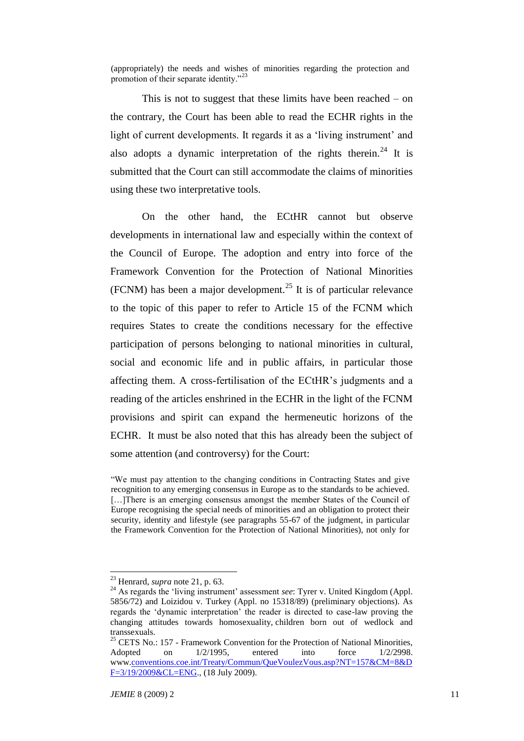(appropriately) the needs and wishes of minorities regarding the protection and promotion of their separate identity."[23]

This is not to suggest that these limits have been reached – on the contrary, the Court has been able to read the ECHR rights in the light of current developments. It regards it as a 'living instrument' and also adopts a dynamic interpretation of the rights therein.[24] It is submitted that the Court can still accommodate the claims of minorities using these two interpretative tools.

On the other hand, the ECtHR cannot but observe developments in international law and especially within the context of the Council of Europe. The adoption and entry into force of the Framework Convention for the Protection of National Minorities (FCNM) has been a major development.[25] It is of particular relevance to the topic of this paper to refer to Article 15 of the FCNM which requires States to create the conditions necessary for the effective participation of persons belonging to national minorities in cultural, social and economic life and in public affairs, in particular those affecting them. A cross-fertilisation of the ECtHR's judgments and a reading of the articles enshrined in the ECHR in the light of the FCNM provisions and spirit can expand the hermeneutic horizons of the ECHR. It must be also noted that this has already been the subject of some attention (and controversy) for the Court:

> "We must pay attention to the changing conditions in Contracting States and give recognition to any emerging consensus in Europe as to the standards to be achieved. […]There is an emerging consensus amongst the member States of the Council of Europe recognising the special needs of minorities and an obligation to protect their security, identity and lifestyle (see paragraphs 55-67 of the judgment, in particular the Framework Convention for the Protection of National Minorities), not only for

---

[23] Henrard, *supra* note 21, p. 63.

[24] As regards the 'living instrument' assessment *see*: Tyrer v. United Kingdom (Appl. 5856/72) and Loizidou v. Turkey (Appl. no 15318/89) (preliminary objections). As regards the 'dynamic interpretation' the reader is directed to case-law proving the changing attitudes towards homosexuality, children born out of wedlock and transsexuals.

[25] CETS No.: 157 - Framework Convention for the Protection of National Minorities, Adopted on 1/2/1995, entered into force 1/2/2998. www.conventions.coe.int/Treaty/Commun/QueVoulezVous.asp?NT=157&CM=8&DF=3/19/2009&CL=ENG., (18 July 2009).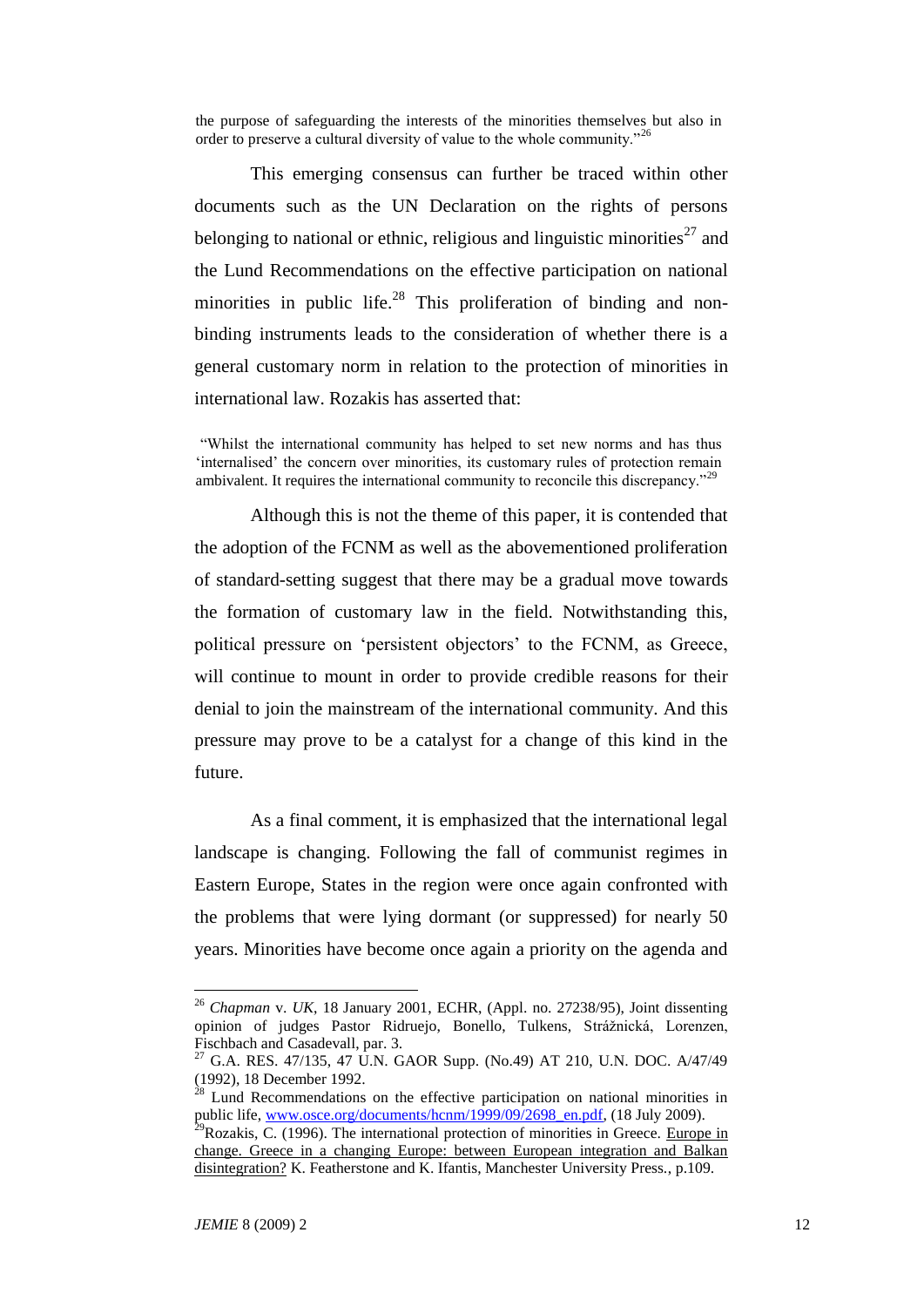the purpose of safeguarding the interests of the minorities themselves but also in order to preserve a cultural diversity of value to the whole community."[26]

This emerging consensus can further be traced within other documents such as the UN Declaration on the rights of persons belonging to national or ethnic, religious and linguistic minorities[27] and the Lund Recommendations on the effective participation on national minorities in public life.[28] This proliferation of binding and non-binding instruments leads to the consideration of whether there is a general customary norm in relation to the protection of minorities in international law. Rozakis has asserted that:

> "Whilst the international community has helped to set new norms and has thus 'internalised' the concern over minorities, its customary rules of protection remain ambivalent. It requires the international community to reconcile this discrepancy."[29]

Although this is not the theme of this paper, it is contended that the adoption of the FCNM as well as the abovementioned proliferation of standard-setting suggest that there may be a gradual move towards the formation of customary law in the field. Notwithstanding this, political pressure on 'persistent objectors' to the FCNM, as Greece, will continue to mount in order to provide credible reasons for their denial to join the mainstream of the international community. And this pressure may prove to be a catalyst for a change of this kind in the future.

As a final comment, it is emphasized that the international legal landscape is changing. Following the fall of communist regimes in Eastern Europe, States in the region were once again confronted with the problems that were lying dormant (or suppressed) for nearly 50 years. Minorities have become once again a priority on the agenda and

---

[26] *Chapman* v. *UK*, 18 January 2001, ECHR, (Appl. no. 27238/95), Joint dissenting opinion of judges Pastor Ridruejo, Bonello, Tulkens, Strážnická, Lorenzen, Fischbach and Casadevall, par. 3.

[27] G.A. RES. 47/135, 47 U.N. GAOR Supp. (No.49) AT 210, U.N. DOC. A/47/49 (1992), 18 December 1992.

[28] Lund Recommendations on the effective participation on national minorities in public life, www.osce.org/documents/hcnm/1999/09/2698_en.pdf, (18 July 2009).

[29] Rozakis, C. (1996). The international protection of minorities in Greece. Europe in change. Greece in a changing Europe: between European integration and Balkan disintegration? K. Featherstone and K. Ifantis, Manchester University Press., p.109.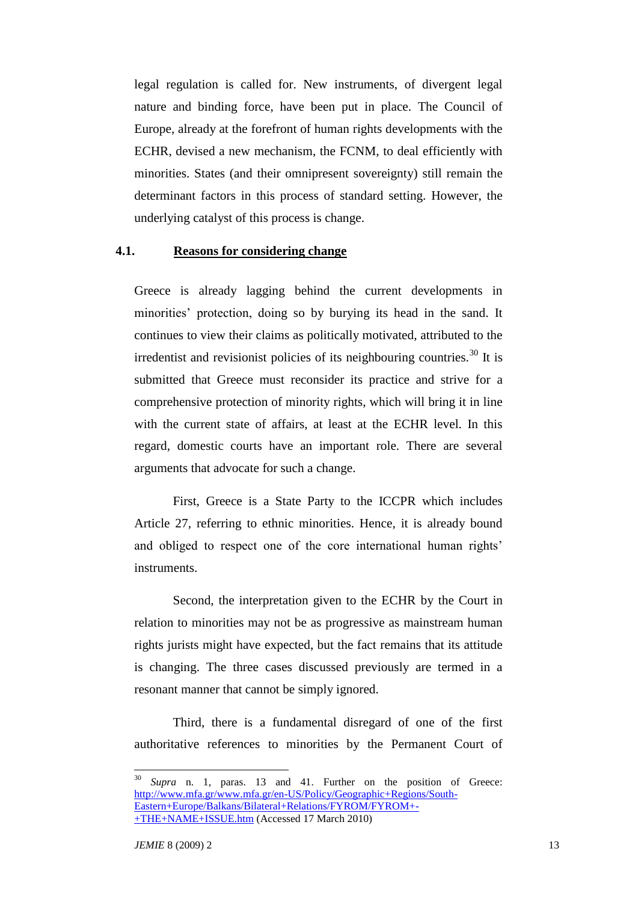legal regulation is called for. New instruments, of divergent legal nature and binding force, have been put in place. The Council of Europe, already at the forefront of human rights developments with the ECHR, devised a new mechanism, the FCNM, to deal efficiently with minorities. States (and their omnipresent sovereignty) still remain the determinant factors in this process of standard setting. However, the underlying catalyst of this process is change.

### 4.1. Reasons for considering change

Greece is already lagging behind the current developments in minorities' protection, doing so by burying its head in the sand. It continues to view their claims as politically motivated, attributed to the irredentist and revisionist policies of its neighbouring countries.[30] It is submitted that Greece must reconsider its practice and strive for a comprehensive protection of minority rights, which will bring it in line with the current state of affairs, at least at the ECHR level. In this regard, domestic courts have an important role. There are several arguments that advocate for such a change.

First, Greece is a State Party to the ICCPR which includes Article 27, referring to ethnic minorities. Hence, it is already bound and obliged to respect one of the core international human rights' instruments.

Second, the interpretation given to the ECHR by the Court in relation to minorities may not be as progressive as mainstream human rights jurists might have expected, but the fact remains that its attitude is changing. The three cases discussed previously are termed in a resonant manner that cannot be simply ignored.

Third, there is a fundamental disregard of one of the first authoritative references to minorities by the Permanent Court of

---

[30] *Supra* n. 1, paras. 13 and 41. Further on the position of Greece: http://www.mfa.gr/www.mfa.gr/en-US/Policy/Geographic+Regions/South-Eastern+Europe/Balkans/Bilateral+Relations/FYROM/FYROM+-+THE+NAME+ISSUE.htm (Accessed 17 March 2010)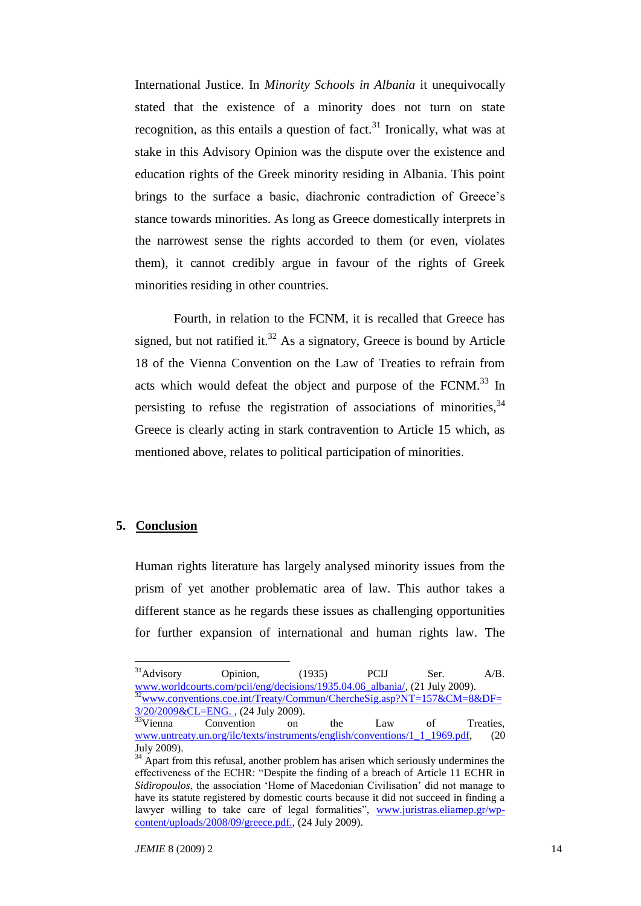International Justice. In *Minority Schools in Albania* it unequivocally stated that the existence of a minority does not turn on state recognition, as this entails a question of fact.[31] Ironically, what was at stake in this Advisory Opinion was the dispute over the existence and education rights of the Greek minority residing in Albania. This point brings to the surface a basic, diachronic contradiction of Greece's stance towards minorities. As long as Greece domestically interprets in the narrowest sense the rights accorded to them (or even, violates them), it cannot credibly argue in favour of the rights of Greek minorities residing in other countries.

Fourth, in relation to the FCNM, it is recalled that Greece has signed, but not ratified it.[32] As a signatory, Greece is bound by Article 18 of the Vienna Convention on the Law of Treaties to refrain from acts which would defeat the object and purpose of the FCNM.[33] In persisting to refuse the registration of associations of minorities,[34] Greece is clearly acting in stark contravention to Article 15 which, as mentioned above, relates to political participation of minorities.

## 5. Conclusion

Human rights literature has largely analysed minority issues from the prism of yet another problematic area of law. This author takes a different stance as he regards these issues as challenging opportunities for further expansion of international and human rights law. The

---

[31] Advisory Opinion, (1935) PCIJ Ser. A/B. www.worldcourts.com/pcij/eng/decisions/1935.04.06_albania/, (21 July 2009).

[32] www.conventions.coe.int/Treaty/Commun/ChercheSig.asp?NT=157&CM=8&DF=3/20/2009&CL=ENG. , (24 July 2009).

[33] Vienna Convention on the Law of Treaties, www.untreaty.un.org/ilc/texts/instruments/english/conventions/1_1_1969.pdf, (20 July 2009).

[34] Apart from this refusal, another problem has arisen which seriously undermines the effectiveness of the ECHR: "Despite the finding of a breach of Article 11 ECHR in *Sidiropoulos*, the association 'Home of Macedonian Civilisation' did not manage to have its statute registered by domestic courts because it did not succeed in finding a lawyer willing to take care of legal formalities", www.juristras.eliamep.gr/wp-content/uploads/2008/09/greece.pdf., (24 July 2009).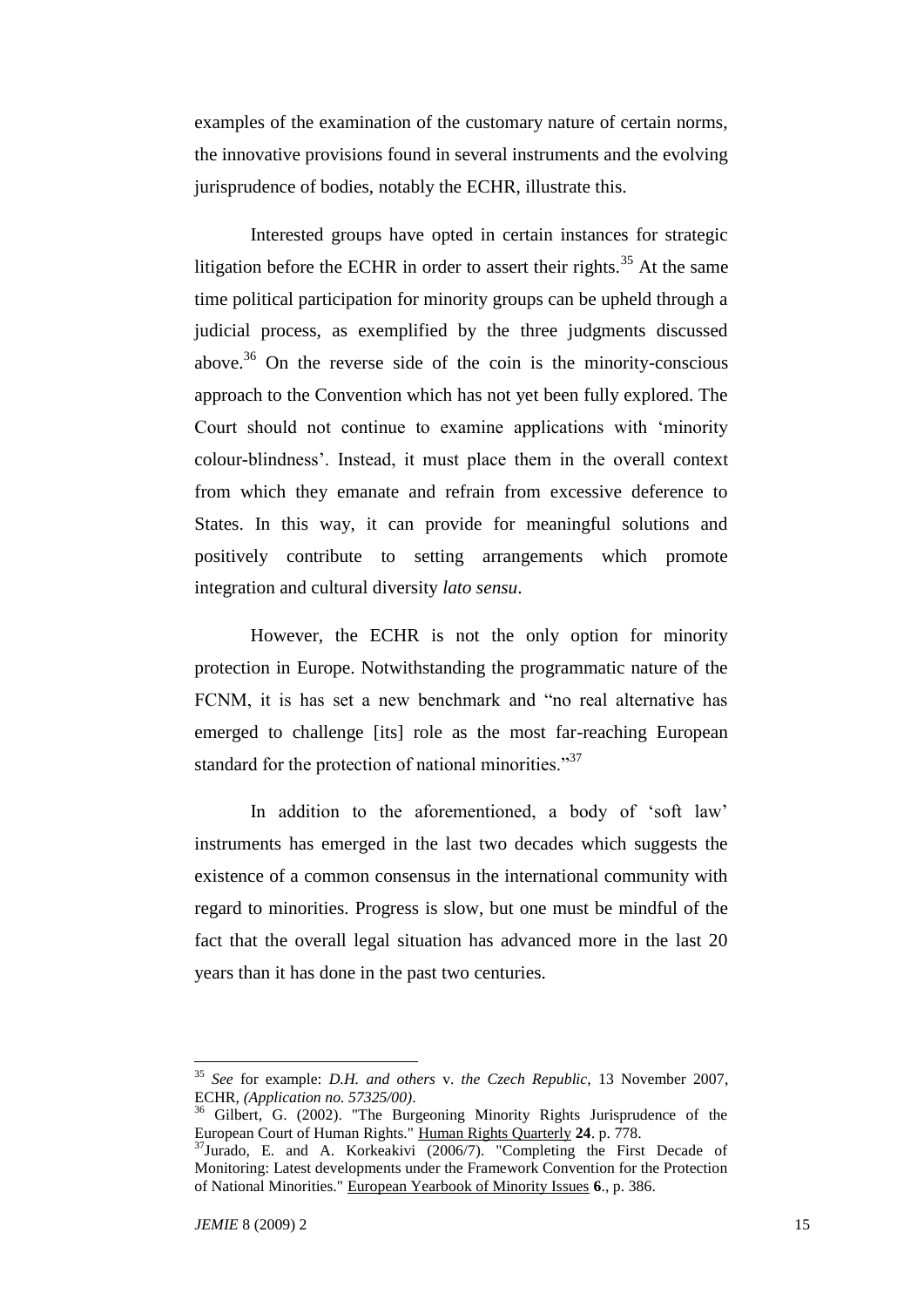examples of the examination of the customary nature of certain norms, the innovative provisions found in several instruments and the evolving jurisprudence of bodies, notably the ECHR, illustrate this.

Interested groups have opted in certain instances for strategic litigation before the ECHR in order to assert their rights.[35] At the same time political participation for minority groups can be upheld through a judicial process, as exemplified by the three judgments discussed above.[36] On the reverse side of the coin is the minority-conscious approach to the Convention which has not yet been fully explored. The Court should not continue to examine applications with 'minority colour-blindness'. Instead, it must place them in the overall context from which they emanate and refrain from excessive deference to States. In this way, it can provide for meaningful solutions and positively contribute to setting arrangements which promote integration and cultural diversity *lato sensu*.

However, the ECHR is not the only option for minority protection in Europe. Notwithstanding the programmatic nature of the FCNM, it is has set a new benchmark and "no real alternative has emerged to challenge [its] role as the most far-reaching European standard for the protection of national minorities."[37]

In addition to the aforementioned, a body of 'soft law' instruments has emerged in the last two decades which suggests the existence of a common consensus in the international community with regard to minorities. Progress is slow, but one must be mindful of the fact that the overall legal situation has advanced more in the last 20 years than it has done in the past two centuries.

---

[35] *See* for example: *D.H. and others* v. *the Czech Republic*, 13 November 2007, ECHR, *(Application no. 57325/00)*.

[36] Gilbert, G. (2002). "The Burgeoning Minority Rights Jurisprudence of the European Court of Human Rights." Human Rights Quarterly **24**. p. 778.

[37] Jurado, E. and A. Korkeakivi (2006/7). "Completing the First Decade of Monitoring: Latest developments under the Framework Convention for the Protection of National Minorities." European Yearbook of Minority Issues **6**., p. 386.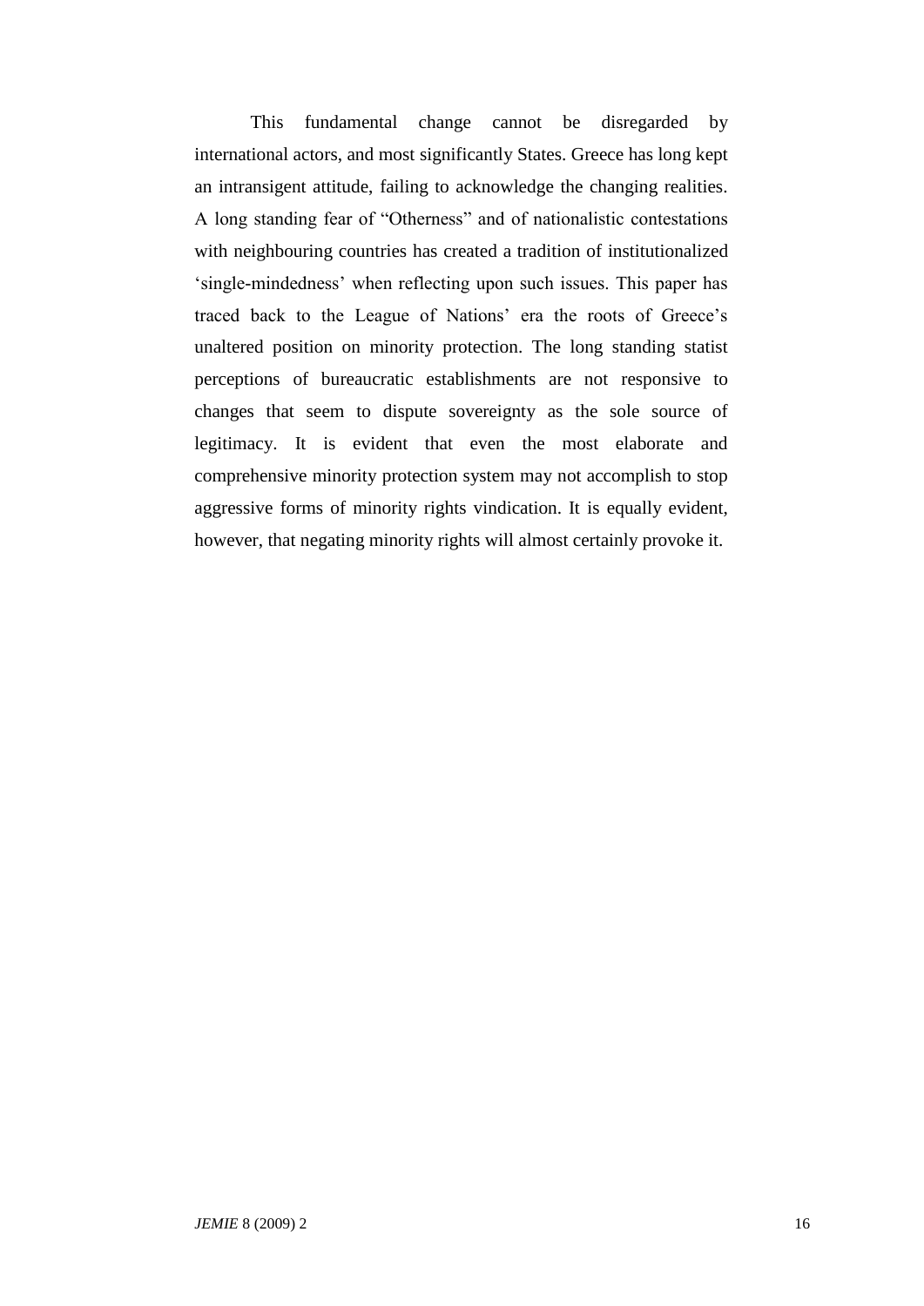This fundamental change cannot be disregarded by international actors, and most significantly States. Greece has long kept an intransigent attitude, failing to acknowledge the changing realities. A long standing fear of "Otherness" and of nationalistic contestations with neighbouring countries has created a tradition of institutionalized 'single-mindedness' when reflecting upon such issues. This paper has traced back to the League of Nations' era the roots of Greece's unaltered position on minority protection. The long standing statist perceptions of bureaucratic establishments are not responsive to changes that seem to dispute sovereignty as the sole source of legitimacy. It is evident that even the most elaborate and comprehensive minority protection system may not accomplish to stop aggressive forms of minority rights vindication. It is equally evident, however, that negating minority rights will almost certainly provoke it.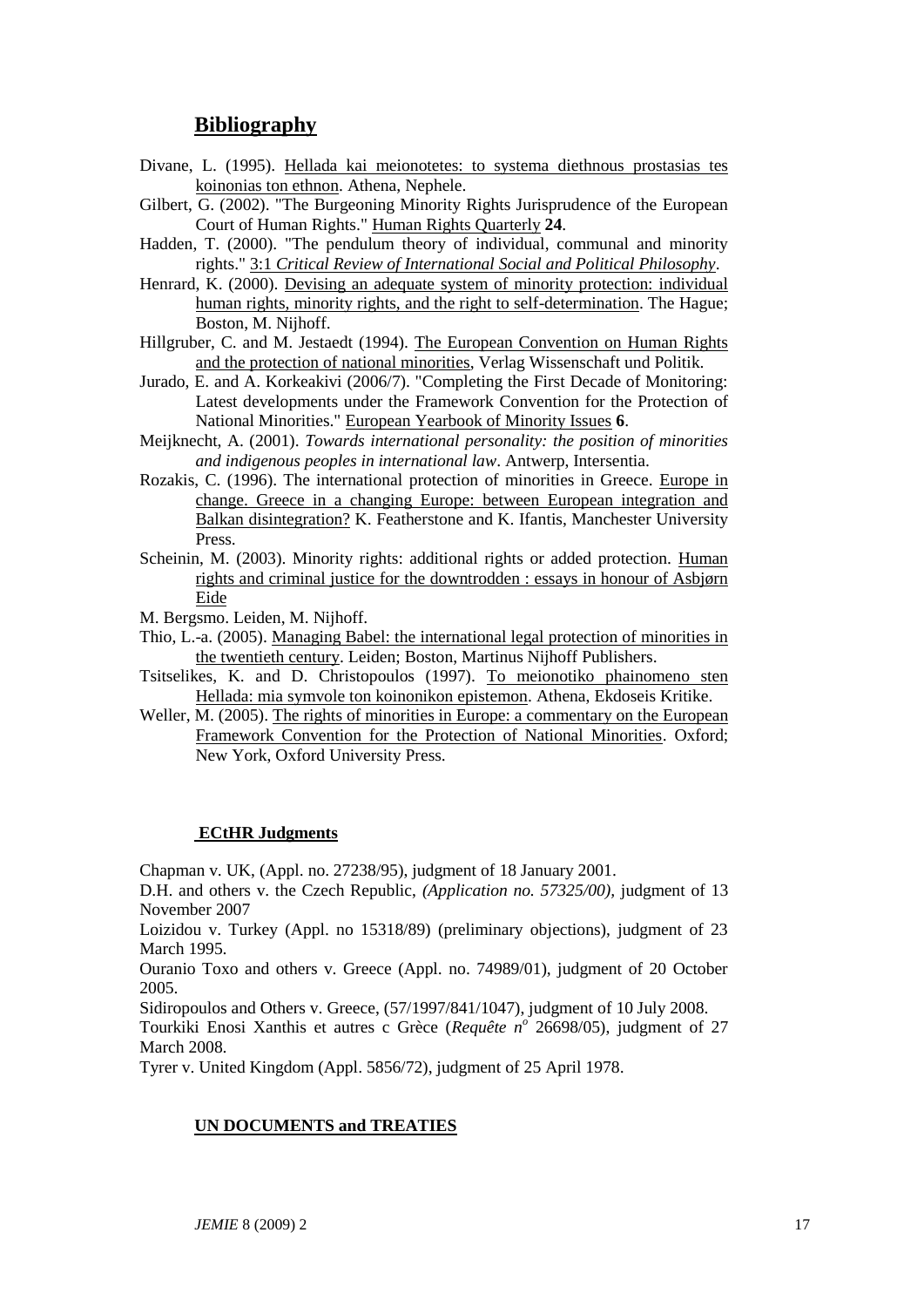## Bibliography

Divane, L. (1995). Hellada kai meionotetes: to systema diethnous prostasias tes koinonias ton ethnon. Athena, Nephele.

Gilbert, G. (2002). "The Burgeoning Minority Rights Jurisprudence of the European Court of Human Rights." Human Rights Quarterly **24**.

Hadden, T. (2000). "The pendulum theory of individual, communal and minority rights." 3:1 *Critical Review of International Social and Political Philosophy*.

Henrard, K. (2000). Devising an adequate system of minority protection: individual human rights, minority rights, and the right to self-determination. The Hague; Boston, M. Nijhoff.

Hillgruber, C. and M. Jestaedt (1994). The European Convention on Human Rights and the protection of national minorities, Verlag Wissenschaft und Politik.

Jurado, E. and A. Korkeakivi (2006/7). "Completing the First Decade of Monitoring: Latest developments under the Framework Convention for the Protection of National Minorities." European Yearbook of Minority Issues **6**.

Meijknecht, A. (2001). *Towards international personality: the position of minorities and indigenous peoples in international law*. Antwerp, Intersentia.

Rozakis, C. (1996). The international protection of minorities in Greece. Europe in change. Greece in a changing Europe: between European integration and Balkan disintegration? K. Featherstone and K. Ifantis, Manchester University Press.

Scheinin, M. (2003). Minority rights: additional rights or added protection. Human rights and criminal justice for the downtrodden : essays in honour of Asbjørn Eide

M. Bergsmo. Leiden, M. Nijhoff.

Thio, L.-a. (2005). Managing Babel: the international legal protection of minorities in the twentieth century. Leiden; Boston, Martinus Nijhoff Publishers.

Tsitselikes, K. and D. Christopoulos (1997). To meionotiko phainomeno sten Hellada: mia symvole ton koinonikon epistemon. Athena, Ekdoseis Kritike.

Weller, M. (2005). The rights of minorities in Europe: a commentary on the European Framework Convention for the Protection of National Minorities. Oxford; New York, Oxford University Press.

### ECtHR Judgments

Chapman v. UK, (Appl. no. 27238/95), judgment of 18 January 2001.

D.H. and others v. the Czech Republic, *(Application no. 57325/00)*, judgment of 13 November 2007

Loizidou v. Turkey (Appl. no 15318/89) (preliminary objections), judgment of 23 March 1995.

Ouranio Toxo and others v. Greece (Appl. no. 74989/01), judgment of 20 October 2005.

Sidiropoulos and Others v. Greece, (57/1997/841/1047), judgment of 10 July 2008.

Tourkiki Enosi Xanthis et autres c Grèce (*Requête n°* 26698/05), judgment of 27 March 2008.

Tyrer v. United Kingdom (Appl. 5856/72), judgment of 25 April 1978.

### UN DOCUMENTS and TREATIES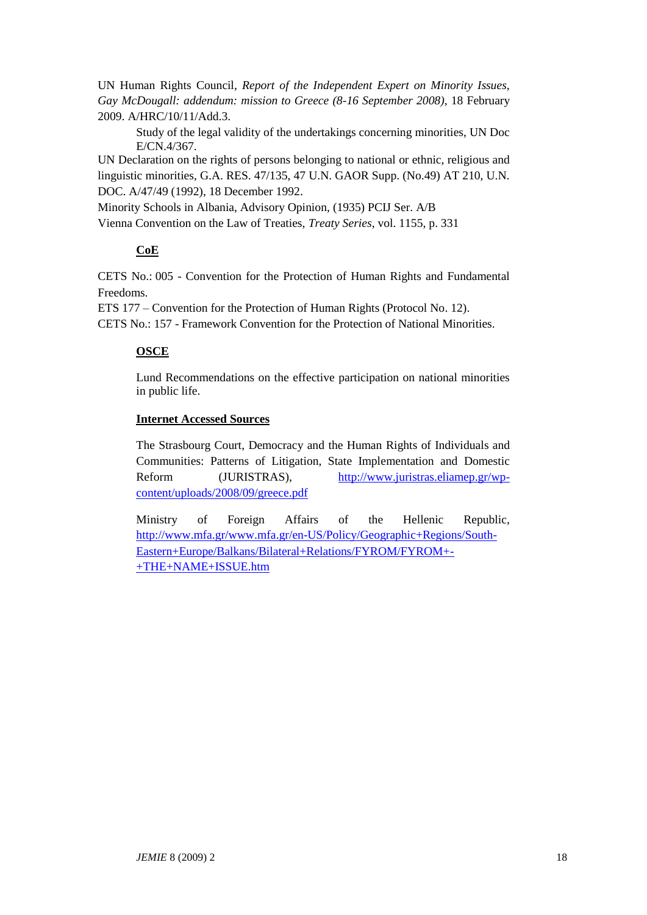UN Human Rights Council, *Report of the Independent Expert on Minority Issues, Gay McDougall: addendum: mission to Greece (8-16 September 2008)*, 18 February 2009. A/HRC/10/11/Add.3.

Study of the legal validity of the undertakings concerning minorities, UN Doc E/CN.4/367.

UN Declaration on the rights of persons belonging to national or ethnic, religious and linguistic minorities, G.A. RES. 47/135, 47 U.N. GAOR Supp. (No.49) AT 210, U.N. DOC. A/47/49 (1992), 18 December 1992.

Minority Schools in Albania, Advisory Opinion, (1935) PCIJ Ser. A/B

Vienna Convention on the Law of Treaties, *Treaty Series*, vol. 1155, p. 331

**CoE**

CETS No.: 005 - Convention for the Protection of Human Rights and Fundamental Freedoms.

ETS 177 – Convention for the Protection of Human Rights (Protocol No. 12).

CETS No.: 157 - Framework Convention for the Protection of National Minorities.

**OSCE**

Lund Recommendations on the effective participation on national minorities in public life.

**Internet Accessed Sources**

The Strasbourg Court, Democracy and the Human Rights of Individuals and Communities: Patterns of Litigation, State Implementation and Domestic Reform (JURISTRAS), http://www.juristras.eliamep.gr/wp-content/uploads/2008/09/greece.pdf

Ministry of Foreign Affairs of the Hellenic Republic, http://www.mfa.gr/www.mfa.gr/en-US/Policy/Geographic+Regions/South-Eastern+Europe/Balkans/Bilateral+Relations/FYROM/FYROM+-+THE+NAME+ISSUE.htm